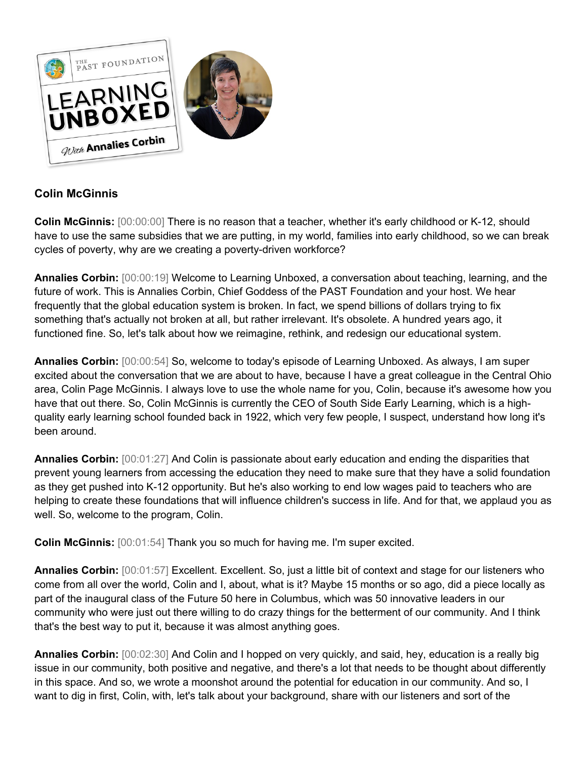**Colin McGinnis**

**Colin McGinnis:** [00:00:00] There is no reason that a teacher, whether it's early childhood or K-12, should have to use the same subsidies that we are putting, in my world, families into early childhood, so we can break cycles of poverty, why are we creating a poverty-driven workforce?

**Annalies Corbin:** [00:00:19] Welcome to Learning Unboxed, a conversation about teaching, learning, and the future of work. This is Annalies Corbin, Chief Goddess of the PAST Foundation and your host. We hear frequently that the global education system is broken. In fact, we spend billions of dollars trying to fix something that's actually not broken at all, but rather irrelevant. It's obsolete. A hundred years ago, it functioned fine. So, let's talk about how we reimagine, rethink, and redesign our educational system.

**Annalies Corbin:** [00:00:54] So, welcome to today's episode of Learning Unboxed. As always, I am super excited about the conversation that we are about to have, because I have a great colleague in the Central Ohio area, Colin Page McGinnis. I always love to use the whole name for you, Colin, because it's awesome how you have that out there. So, Colin McGinnis is currently the CEO of South Side Early Learning, which is a high-quality early learning school founded back in 1922, which very few people, I suspect, understand how long it's been around.

**Annalies Corbin:** [00:01:27] And Colin is passionate about early education and ending the disparities that prevent young learners from accessing the education they need to make sure that they have a solid foundation as they get pushed into K-12 opportunity. But he's also working to end low wages paid to teachers who are helping to create these foundations that will influence children's success in life. And for that, we applaud you as well. So, welcome to the program, Colin.

**Colin McGinnis:** [00:01:54] Thank you so much for having me. I'm super excited.

**Annalies Corbin:** [00:01:57] Excellent. Excellent. So, just a little bit of context and stage for our listeners who come from all over the world, Colin and I, about, what is it? Maybe 15 months or so ago, did a piece locally as part of the inaugural class of the Future 50 here in Columbus, which was 50 innovative leaders in our community who were just out there willing to do crazy things for the betterment of our community. And I think that's the best way to put it, because it was almost anything goes.

**Annalies Corbin:** [00:02:30] And Colin and I hopped on very quickly, and said, hey, education is a really big issue in our community, both positive and negative, and there's a lot that needs to be thought about differently in this space. And so, we wrote a moonshot around the potential for education in our community. And so, I want to dig in first, Colin, with, let's talk about your background, share with our listeners and sort of the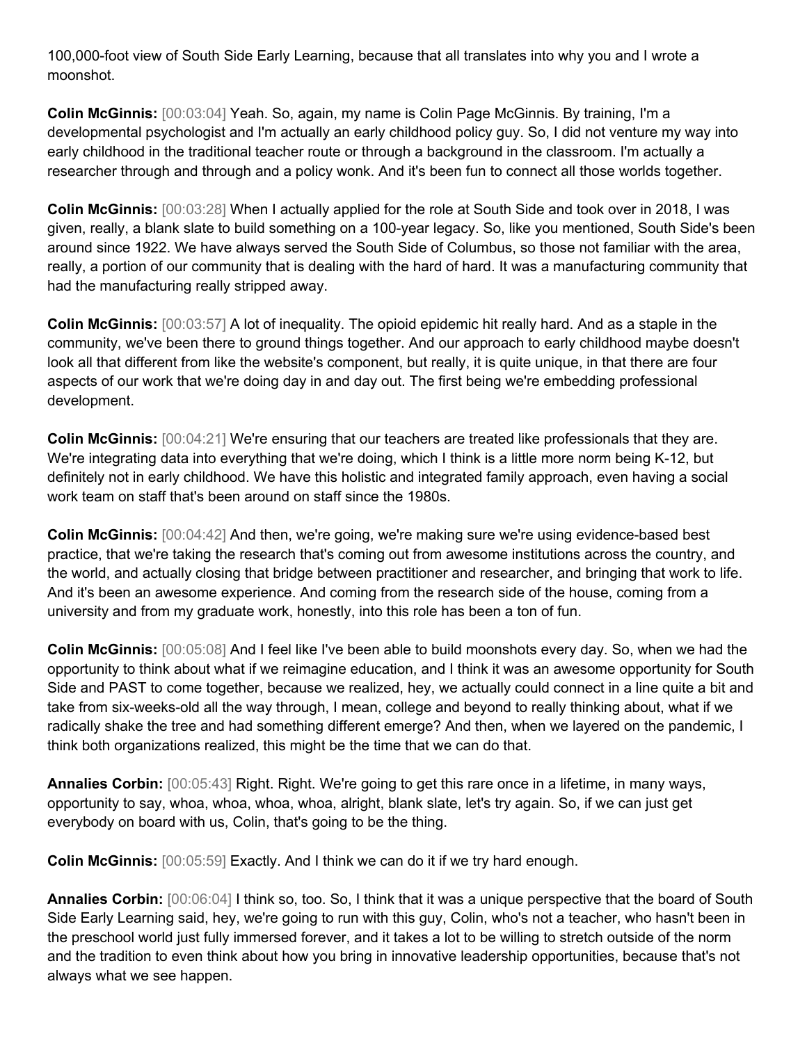100,000-foot view of South Side Early Learning, because that all translates into why you and I wrote a moonshot.

**Colin McGinnis:** [00:03:04] Yeah. So, again, my name is Colin Page McGinnis. By training, I'm a developmental psychologist and I'm actually an early childhood policy guy. So, I did not venture my way into early childhood in the traditional teacher route or through a background in the classroom. I'm actually a researcher through and through and a policy wonk. And it's been fun to connect all those worlds together.

**Colin McGinnis:** [00:03:28] When I actually applied for the role at South Side and took over in 2018, I was given, really, a blank slate to build something on a 100-year legacy. So, like you mentioned, South Side's been around since 1922. We have always served the South Side of Columbus, so those not familiar with the area, really, a portion of our community that is dealing with the hard of hard. It was a manufacturing community that had the manufacturing really stripped away.

**Colin McGinnis:** [00:03:57] A lot of inequality. The opioid epidemic hit really hard. And as a staple in the community, we've been there to ground things together. And our approach to early childhood maybe doesn't look all that different from like the website's component, but really, it is quite unique, in that there are four aspects of our work that we're doing day in and day out. The first being we're embedding professional development.

**Colin McGinnis:** [00:04:21] We're ensuring that our teachers are treated like professionals that they are. We're integrating data into everything that we're doing, which I think is a little more norm being K-12, but definitely not in early childhood. We have this holistic and integrated family approach, even having a social work team on staff that's been around on staff since the 1980s.

**Colin McGinnis:** [00:04:42] And then, we're going, we're making sure we're using evidence-based best practice, that we're taking the research that's coming out from awesome institutions across the country, and the world, and actually closing that bridge between practitioner and researcher, and bringing that work to life. And it's been an awesome experience. And coming from the research side of the house, coming from a university and from my graduate work, honestly, into this role has been a ton of fun.

**Colin McGinnis:** [00:05:08] And I feel like I've been able to build moonshots every day. So, when we had the opportunity to think about what if we reimagine education, and I think it was an awesome opportunity for South Side and PAST to come together, because we realized, hey, we actually could connect in a line quite a bit and take from six-weeks-old all the way through, I mean, college and beyond to really thinking about, what if we radically shake the tree and had something different emerge? And then, when we layered on the pandemic, I think both organizations realized, this might be the time that we can do that.

**Annalies Corbin:** [00:05:43] Right. Right. We're going to get this rare once in a lifetime, in many ways, opportunity to say, whoa, whoa, whoa, whoa, alright, blank slate, let's try again. So, if we can just get everybody on board with us, Colin, that's going to be the thing.

**Colin McGinnis:** [00:05:59] Exactly. And I think we can do it if we try hard enough.

**Annalies Corbin:** [00:06:04] I think so, too. So, I think that it was a unique perspective that the board of South Side Early Learning said, hey, we're going to run with this guy, Colin, who's not a teacher, who hasn't been in the preschool world just fully immersed forever, and it takes a lot to be willing to stretch outside of the norm and the tradition to even think about how you bring in innovative leadership opportunities, because that's not always what we see happen.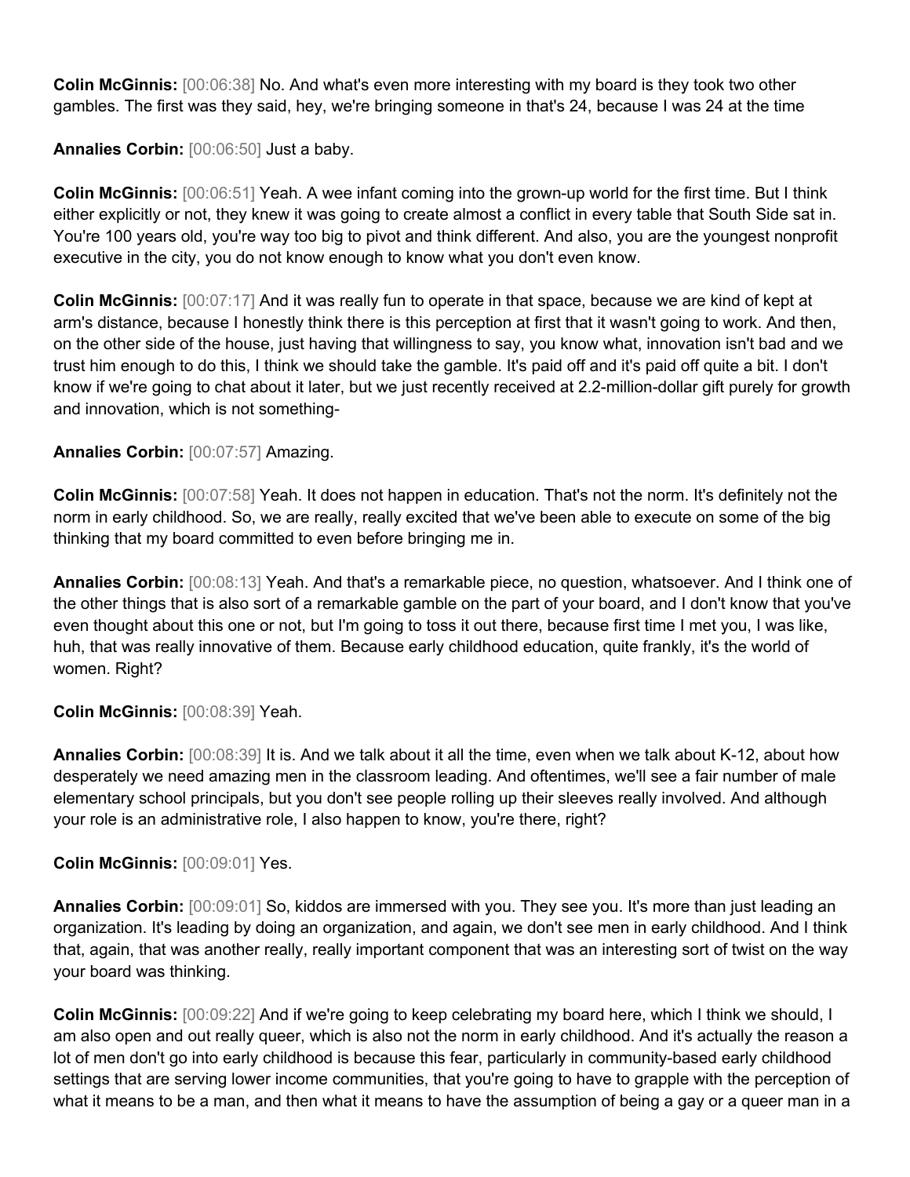**Colin McGinnis:** [00:06:38] No. And what's even more interesting with my board is they took two other gambles. The first was they said, hey, we're bringing someone in that's 24, because I was 24 at the time

**Annalies Corbin:** [00:06:50] Just a baby.

**Colin McGinnis:** [00:06:51] Yeah. A wee infant coming into the grown-up world for the first time. But I think either explicitly or not, they knew it was going to create almost a conflict in every table that South Side sat in. You're 100 years old, you're way too big to pivot and think different. And also, you are the youngest nonprofit executive in the city, you do not know enough to know what you don't even know.

**Colin McGinnis:** [00:07:17] And it was really fun to operate in that space, because we are kind of kept at arm's distance, because I honestly think there is this perception at first that it wasn't going to work. And then, on the other side of the house, just having that willingness to say, you know what, innovation isn't bad and we trust him enough to do this, I think we should take the gamble. It's paid off and it's paid off quite a bit. I don't know if we're going to chat about it later, but we just recently received at 2.2-million-dollar gift purely for growth and innovation, which is not something-

**Annalies Corbin:** [00:07:57] Amazing.

**Colin McGinnis:** [00:07:58] Yeah. It does not happen in education. That's not the norm. It's definitely not the norm in early childhood. So, we are really, really excited that we've been able to execute on some of the big thinking that my board committed to even before bringing me in.

**Annalies Corbin:** [00:08:13] Yeah. And that's a remarkable piece, no question, whatsoever. And I think one of the other things that is also sort of a remarkable gamble on the part of your board, and I don't know that you've even thought about this one or not, but I'm going to toss it out there, because first time I met you, I was like, huh, that was really innovative of them. Because early childhood education, quite frankly, it's the world of women. Right?

**Colin McGinnis:** [00:08:39] Yeah.

**Annalies Corbin:** [00:08:39] It is. And we talk about it all the time, even when we talk about K-12, about how desperately we need amazing men in the classroom leading. And oftentimes, we'll see a fair number of male elementary school principals, but you don't see people rolling up their sleeves really involved. And although your role is an administrative role, I also happen to know, you're there, right?

**Colin McGinnis:** [00:09:01] Yes.

**Annalies Corbin:** [00:09:01] So, kiddos are immersed with you. They see you. It's more than just leading an organization. It's leading by doing an organization, and again, we don't see men in early childhood. And I think that, again, that was another really, really important component that was an interesting sort of twist on the way your board was thinking.

**Colin McGinnis:** [00:09:22] And if we're going to keep celebrating my board here, which I think we should, I am also open and out really queer, which is also not the norm in early childhood. And it's actually the reason a lot of men don't go into early childhood is because this fear, particularly in community-based early childhood settings that are serving lower income communities, that you're going to have to grapple with the perception of what it means to be a man, and then what it means to have the assumption of being a gay or a queer man in a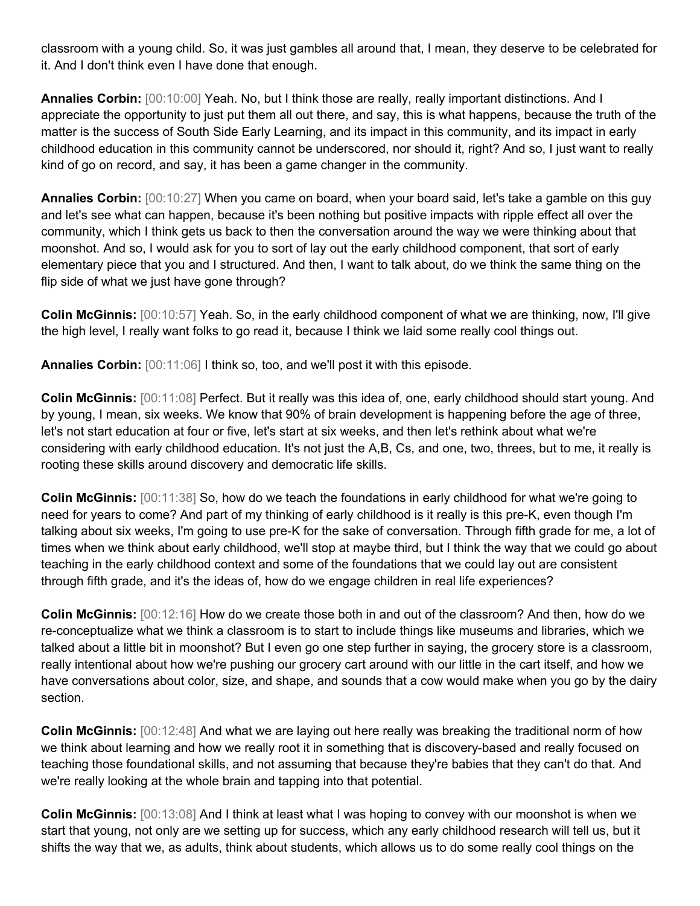classroom with a young child. So, it was just gambles all around that, I mean, they deserve to be celebrated for it. And I don't think even I have done that enough.

**Annalies Corbin:** [00:10:00] Yeah. No, but I think those are really, really important distinctions. And I appreciate the opportunity to just put them all out there, and say, this is what happens, because the truth of the matter is the success of South Side Early Learning, and its impact in this community, and its impact in early childhood education in this community cannot be underscored, nor should it, right? And so, I just want to really kind of go on record, and say, it has been a game changer in the community.

**Annalies Corbin:** [00:10:27] When you came on board, when your board said, let's take a gamble on this guy and let's see what can happen, because it's been nothing but positive impacts with ripple effect all over the community, which I think gets us back to then the conversation around the way we were thinking about that moonshot. And so, I would ask for you to sort of lay out the early childhood component, that sort of early elementary piece that you and I structured. And then, I want to talk about, do we think the same thing on the flip side of what we just have gone through?

**Colin McGinnis:** [00:10:57] Yeah. So, in the early childhood component of what we are thinking, now, I'll give the high level, I really want folks to go read it, because I think we laid some really cool things out.

**Annalies Corbin:** [00:11:06] I think so, too, and we'll post it with this episode.

**Colin McGinnis:** [00:11:08] Perfect. But it really was this idea of, one, early childhood should start young. And by young, I mean, six weeks. We know that 90% of brain development is happening before the age of three, let's not start education at four or five, let's start at six weeks, and then let's rethink about what we're considering with early childhood education. It's not just the A,B, Cs, and one, two, threes, but to me, it really is rooting these skills around discovery and democratic life skills.

**Colin McGinnis:** [00:11:38] So, how do we teach the foundations in early childhood for what we're going to need for years to come? And part of my thinking of early childhood is it really is this pre-K, even though I'm talking about six weeks, I'm going to use pre-K for the sake of conversation. Through fifth grade for me, a lot of times when we think about early childhood, we'll stop at maybe third, but I think the way that we could go about teaching in the early childhood context and some of the foundations that we could lay out are consistent through fifth grade, and it's the ideas of, how do we engage children in real life experiences?

**Colin McGinnis:** [00:12:16] How do we create those both in and out of the classroom? And then, how do we re-conceptualize what we think a classroom is to start to include things like museums and libraries, which we talked about a little bit in moonshot? But I even go one step further in saying, the grocery store is a classroom, really intentional about how we're pushing our grocery cart around with our little in the cart itself, and how we have conversations about color, size, and shape, and sounds that a cow would make when you go by the dairy section.

**Colin McGinnis:** [00:12:48] And what we are laying out here really was breaking the traditional norm of how we think about learning and how we really root it in something that is discovery-based and really focused on teaching those foundational skills, and not assuming that because they're babies that they can't do that. And we're really looking at the whole brain and tapping into that potential.

**Colin McGinnis:** [00:13:08] And I think at least what I was hoping to convey with our moonshot is when we start that young, not only are we setting up for success, which any early childhood research will tell us, but it shifts the way that we, as adults, think about students, which allows us to do some really cool things on the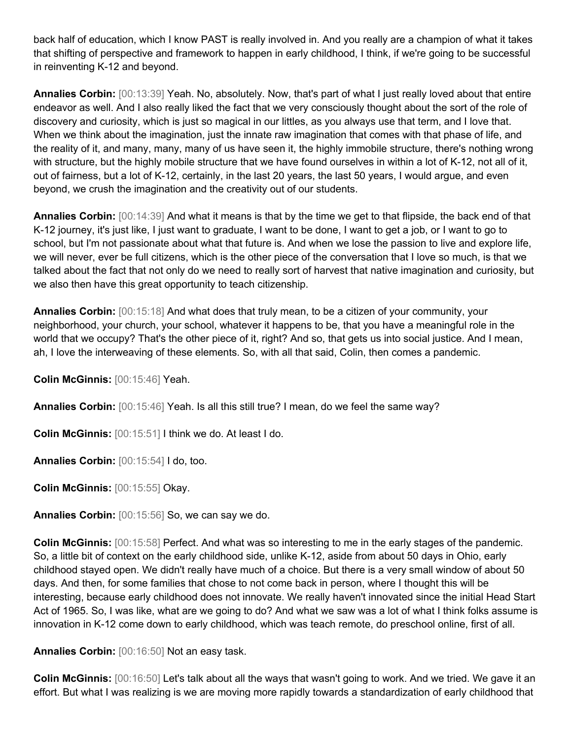back half of education, which I know PAST is really involved in. And you really are a champion of what it takes that shifting of perspective and framework to happen in early childhood, I think, if we're going to be successful in reinventing K-12 and beyond.

**Annalies Corbin:** [00:13:39] Yeah. No, absolutely. Now, that's part of what I just really loved about that entire endeavor as well. And I also really liked the fact that we very consciously thought about the sort of the role of discovery and curiosity, which is just so magical in our littles, as you always use that term, and I love that. When we think about the imagination, just the innate raw imagination that comes with that phase of life, and the reality of it, and many, many, many of us have seen it, the highly immobile structure, there's nothing wrong with structure, but the highly mobile structure that we have found ourselves in within a lot of K-12, not all of it, out of fairness, but a lot of K-12, certainly, in the last 20 years, the last 50 years, I would argue, and even beyond, we crush the imagination and the creativity out of our students.

**Annalies Corbin:** [00:14:39] And what it means is that by the time we get to that flipside, the back end of that K-12 journey, it's just like, I just want to graduate, I want to be done, I want to get a job, or I want to go to school, but I'm not passionate about what that future is. And when we lose the passion to live and explore life, we will never, ever be full citizens, which is the other piece of the conversation that I love so much, is that we talked about the fact that not only do we need to really sort of harvest that native imagination and curiosity, but we also then have this great opportunity to teach citizenship.

**Annalies Corbin:** [00:15:18] And what does that truly mean, to be a citizen of your community, your neighborhood, your church, your school, whatever it happens to be, that you have a meaningful role in the world that we occupy? That's the other piece of it, right? And so, that gets us into social justice. And I mean, ah, I love the interweaving of these elements. So, with all that said, Colin, then comes a pandemic.

**Colin McGinnis:** [00:15:46] Yeah.

**Annalies Corbin:** [00:15:46] Yeah. Is all this still true? I mean, do we feel the same way?

**Colin McGinnis:** [00:15:51] I think we do. At least I do.

**Annalies Corbin:** [00:15:54] I do, too.

**Colin McGinnis:** [00:15:55] Okay.

**Annalies Corbin:** [00:15:56] So, we can say we do.

**Colin McGinnis:** [00:15:58] Perfect. And what was so interesting to me in the early stages of the pandemic. So, a little bit of context on the early childhood side, unlike K-12, aside from about 50 days in Ohio, early childhood stayed open. We didn't really have much of a choice. But there is a very small window of about 50 days. And then, for some families that chose to not come back in person, where I thought this will be interesting, because early childhood does not innovate. We really haven't innovated since the initial Head Start Act of 1965. So, I was like, what are we going to do? And what we saw was a lot of what I think folks assume is innovation in K-12 come down to early childhood, which was teach remote, do preschool online, first of all.

**Annalies Corbin:** [00:16:50] Not an easy task.

**Colin McGinnis:** [00:16:50] Let's talk about all the ways that wasn't going to work. And we tried. We gave it an effort. But what I was realizing is we are moving more rapidly towards a standardization of early childhood that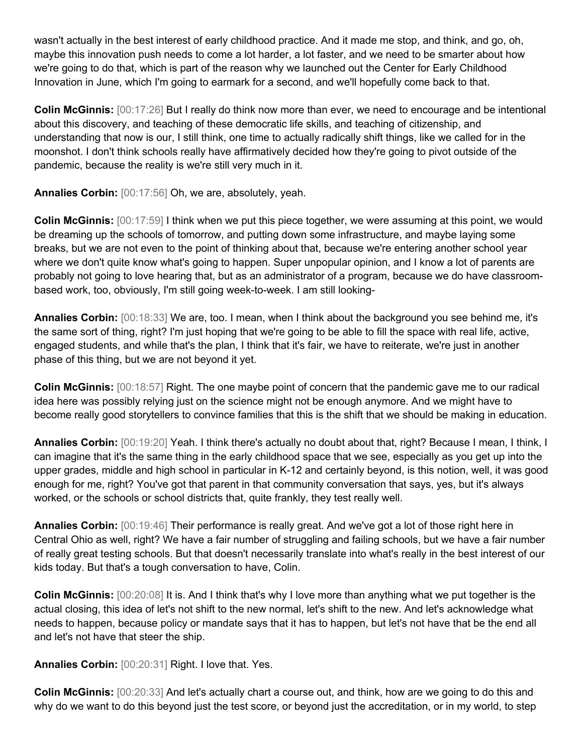wasn't actually in the best interest of early childhood practice. And it made me stop, and think, and go, oh, maybe this innovation push needs to come a lot harder, a lot faster, and we need to be smarter about how we're going to do that, which is part of the reason why we launched out the Center for Early Childhood Innovation in June, which I'm going to earmark for a second, and we'll hopefully come back to that.

**Colin McGinnis:** [00:17:26] But I really do think now more than ever, we need to encourage and be intentional about this discovery, and teaching of these democratic life skills, and teaching of citizenship, and understanding that now is our, I still think, one time to actually radically shift things, like we called for in the moonshot. I don't think schools really have affirmatively decided how they're going to pivot outside of the pandemic, because the reality is we're still very much in it.

**Annalies Corbin:** [00:17:56] Oh, we are, absolutely, yeah.

**Colin McGinnis:** [00:17:59] I think when we put this piece together, we were assuming at this point, we would be dreaming up the schools of tomorrow, and putting down some infrastructure, and maybe laying some breaks, but we are not even to the point of thinking about that, because we're entering another school year where we don't quite know what's going to happen. Super unpopular opinion, and I know a lot of parents are probably not going to love hearing that, but as an administrator of a program, because we do have classroom-based work, too, obviously, I'm still going week-to-week. I am still looking-

**Annalies Corbin:** [00:18:33] We are, too. I mean, when I think about the background you see behind me, it's the same sort of thing, right? I'm just hoping that we're going to be able to fill the space with real life, active, engaged students, and while that's the plan, I think that it's fair, we have to reiterate, we're just in another phase of this thing, but we are not beyond it yet.

**Colin McGinnis:** [00:18:57] Right. The one maybe point of concern that the pandemic gave me to our radical idea here was possibly relying just on the science might not be enough anymore. And we might have to become really good storytellers to convince families that this is the shift that we should be making in education.

**Annalies Corbin:** [00:19:20] Yeah. I think there's actually no doubt about that, right? Because I mean, I think, I can imagine that it's the same thing in the early childhood space that we see, especially as you get up into the upper grades, middle and high school in particular in K-12 and certainly beyond, is this notion, well, it was good enough for me, right? You've got that parent in that community conversation that says, yes, but it's always worked, or the schools or school districts that, quite frankly, they test really well.

**Annalies Corbin:** [00:19:46] Their performance is really great. And we've got a lot of those right here in Central Ohio as well, right? We have a fair number of struggling and failing schools, but we have a fair number of really great testing schools. But that doesn't necessarily translate into what's really in the best interest of our kids today. But that's a tough conversation to have, Colin.

**Colin McGinnis:** [00:20:08] It is. And I think that's why I love more than anything what we put together is the actual closing, this idea of let's not shift to the new normal, let's shift to the new. And let's acknowledge what needs to happen, because policy or mandate says that it has to happen, but let's not have that be the end all and let's not have that steer the ship.

**Annalies Corbin:** [00:20:31] Right. I love that. Yes.

**Colin McGinnis:** [00:20:33] And let's actually chart a course out, and think, how are we going to do this and why do we want to do this beyond just the test score, or beyond just the accreditation, or in my world, to step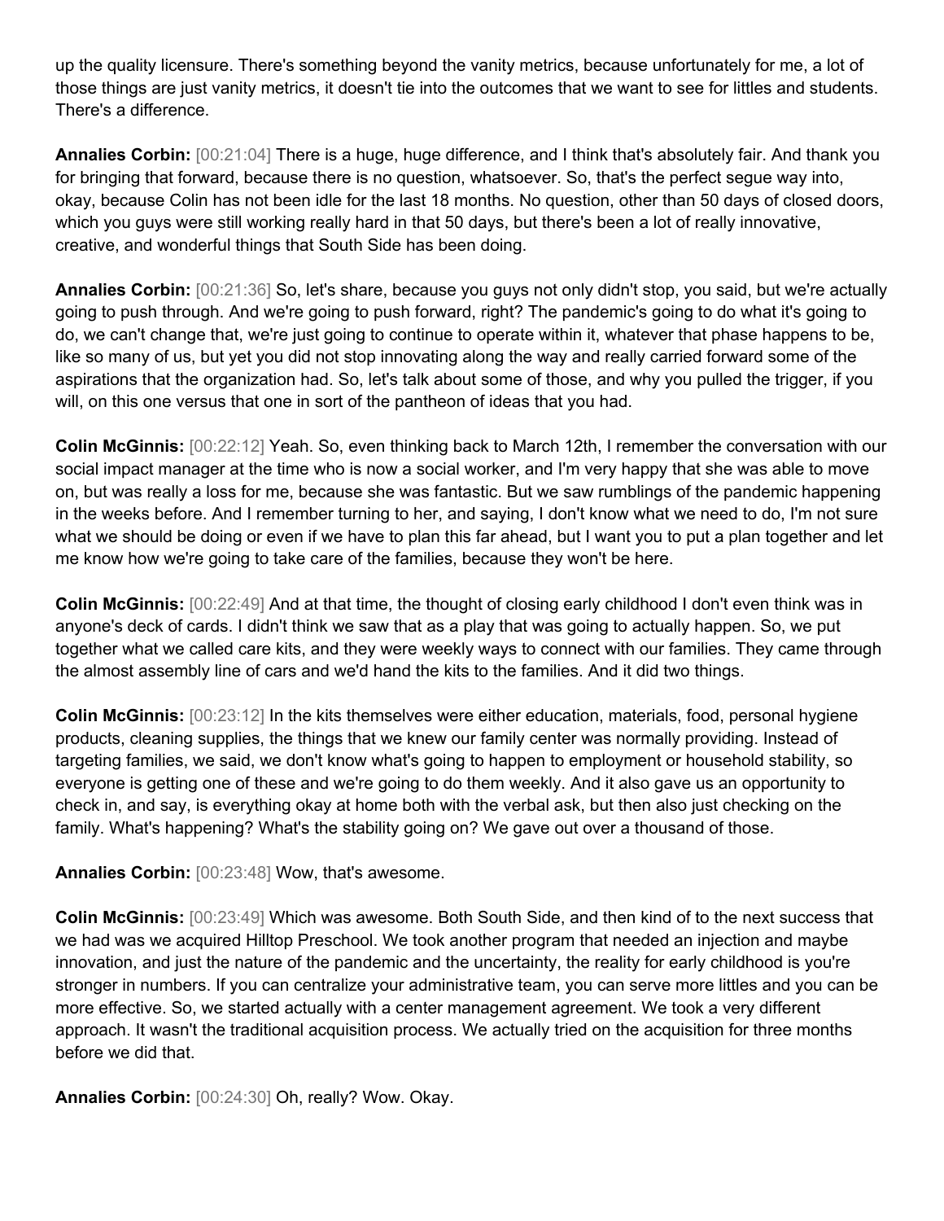up the quality licensure. There's something beyond the vanity metrics, because unfortunately for me, a lot of those things are just vanity metrics, it doesn't tie into the outcomes that we want to see for littles and students. There's a difference.

**Annalies Corbin:** [00:21:04] There is a huge, huge difference, and I think that's absolutely fair. And thank you for bringing that forward, because there is no question, whatsoever. So, that's the perfect segue way into, okay, because Colin has not been idle for the last 18 months. No question, other than 50 days of closed doors, which you guys were still working really hard in that 50 days, but there's been a lot of really innovative, creative, and wonderful things that South Side has been doing.

**Annalies Corbin:** [00:21:36] So, let's share, because you guys not only didn't stop, you said, but we're actually going to push through. And we're going to push forward, right? The pandemic's going to do what it's going to do, we can't change that, we're just going to continue to operate within it, whatever that phase happens to be, like so many of us, but yet you did not stop innovating along the way and really carried forward some of the aspirations that the organization had. So, let's talk about some of those, and why you pulled the trigger, if you will, on this one versus that one in sort of the pantheon of ideas that you had.

**Colin McGinnis:** [00:22:12] Yeah. So, even thinking back to March 12th, I remember the conversation with our social impact manager at the time who is now a social worker, and I'm very happy that she was able to move on, but was really a loss for me, because she was fantastic. But we saw rumblings of the pandemic happening in the weeks before. And I remember turning to her, and saying, I don't know what we need to do, I'm not sure what we should be doing or even if we have to plan this far ahead, but I want you to put a plan together and let me know how we're going to take care of the families, because they won't be here.

**Colin McGinnis:** [00:22:49] And at that time, the thought of closing early childhood I don't even think was in anyone's deck of cards. I didn't think we saw that as a play that was going to actually happen. So, we put together what we called care kits, and they were weekly ways to connect with our families. They came through the almost assembly line of cars and we'd hand the kits to the families. And it did two things.

**Colin McGinnis:** [00:23:12] In the kits themselves were either education, materials, food, personal hygiene products, cleaning supplies, the things that we knew our family center was normally providing. Instead of targeting families, we said, we don't know what's going to happen to employment or household stability, so everyone is getting one of these and we're going to do them weekly. And it also gave us an opportunity to check in, and say, is everything okay at home both with the verbal ask, but then also just checking on the family. What's happening? What's the stability going on? We gave out over a thousand of those.

**Annalies Corbin:** [00:23:48] Wow, that's awesome.

**Colin McGinnis:** [00:23:49] Which was awesome. Both South Side, and then kind of to the next success that we had was we acquired Hilltop Preschool. We took another program that needed an injection and maybe innovation, and just the nature of the pandemic and the uncertainty, the reality for early childhood is you're stronger in numbers. If you can centralize your administrative team, you can serve more littles and you can be more effective. So, we started actually with a center management agreement. We took a very different approach. It wasn't the traditional acquisition process. We actually tried on the acquisition for three months before we did that.

**Annalies Corbin:** [00:24:30] Oh, really? Wow. Okay.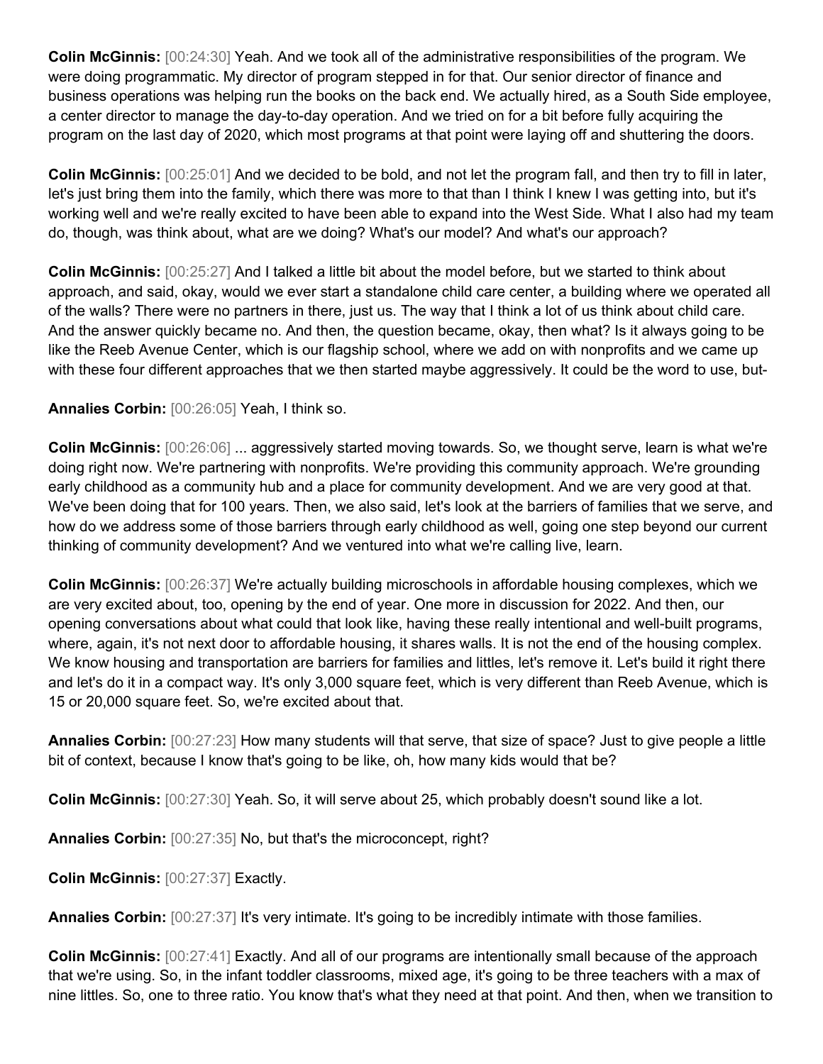**Colin McGinnis:** [00:24:30] Yeah. And we took all of the administrative responsibilities of the program. We were doing programmatic. My director of program stepped in for that. Our senior director of finance and business operations was helping run the books on the back end. We actually hired, as a South Side employee, a center director to manage the day-to-day operation. And we tried on for a bit before fully acquiring the program on the last day of 2020, which most programs at that point were laying off and shuttering the doors.

**Colin McGinnis:** [00:25:01] And we decided to be bold, and not let the program fall, and then try to fill in later, let's just bring them into the family, which there was more to that than I think I knew I was getting into, but it's working well and we're really excited to have been able to expand into the West Side. What I also had my team do, though, was think about, what are we doing? What's our model? And what's our approach?

**Colin McGinnis:** [00:25:27] And I talked a little bit about the model before, but we started to think about approach, and said, okay, would we ever start a standalone child care center, a building where we operated all of the walls? There were no partners in there, just us. The way that I think a lot of us think about child care. And the answer quickly became no. And then, the question became, okay, then what? Is it always going to be like the Reeb Avenue Center, which is our flagship school, where we add on with nonprofits and we came up with these four different approaches that we then started maybe aggressively. It could be the word to use, but-

**Annalies Corbin:** [00:26:05] Yeah, I think so.

**Colin McGinnis:** [00:26:06] ... aggressively started moving towards. So, we thought serve, learn is what we're doing right now. We're partnering with nonprofits. We're providing this community approach. We're grounding early childhood as a community hub and a place for community development. And we are very good at that. We've been doing that for 100 years. Then, we also said, let's look at the barriers of families that we serve, and how do we address some of those barriers through early childhood as well, going one step beyond our current thinking of community development? And we ventured into what we're calling live, learn.

**Colin McGinnis:** [00:26:37] We're actually building microschools in affordable housing complexes, which we are very excited about, too, opening by the end of year. One more in discussion for 2022. And then, our opening conversations about what could that look like, having these really intentional and well-built programs, where, again, it's not next door to affordable housing, it shares walls. It is not the end of the housing complex. We know housing and transportation are barriers for families and littles, let's remove it. Let's build it right there and let's do it in a compact way. It's only 3,000 square feet, which is very different than Reeb Avenue, which is 15 or 20,000 square feet. So, we're excited about that.

**Annalies Corbin:** [00:27:23] How many students will that serve, that size of space? Just to give people a little bit of context, because I know that's going to be like, oh, how many kids would that be?

**Colin McGinnis:** [00:27:30] Yeah. So, it will serve about 25, which probably doesn't sound like a lot.

**Annalies Corbin:** [00:27:35] No, but that's the microconcept, right?

**Colin McGinnis:** [00:27:37] Exactly.

**Annalies Corbin:** [00:27:37] It's very intimate. It's going to be incredibly intimate with those families.

**Colin McGinnis:** [00:27:41] Exactly. And all of our programs are intentionally small because of the approach that we're using. So, in the infant toddler classrooms, mixed age, it's going to be three teachers with a max of nine littles. So, one to three ratio. You know that's what they need at that point. And then, when we transition to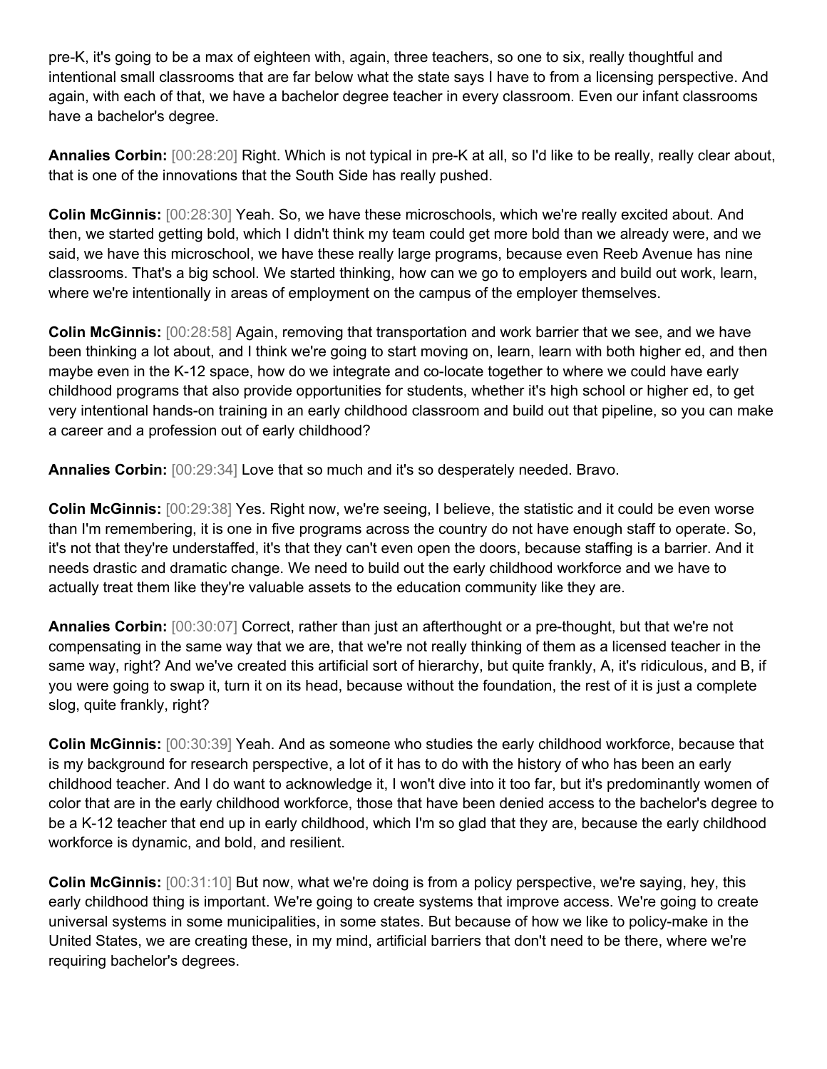pre-K, it's going to be a max of eighteen with, again, three teachers, so one to six, really thoughtful and intentional small classrooms that are far below what the state says I have to from a licensing perspective. And again, with each of that, we have a bachelor degree teacher in every classroom. Even our infant classrooms have a bachelor's degree.

**Annalies Corbin:** [00:28:20] Right. Which is not typical in pre-K at all, so I'd like to be really, really clear about, that is one of the innovations that the South Side has really pushed.

**Colin McGinnis:** [00:28:30] Yeah. So, we have these microschools, which we're really excited about. And then, we started getting bold, which I didn't think my team could get more bold than we already were, and we said, we have this microschool, we have these really large programs, because even Reeb Avenue has nine classrooms. That's a big school. We started thinking, how can we go to employers and build out work, learn, where we're intentionally in areas of employment on the campus of the employer themselves.

**Colin McGinnis:** [00:28:58] Again, removing that transportation and work barrier that we see, and we have been thinking a lot about, and I think we're going to start moving on, learn, learn with both higher ed, and then maybe even in the K-12 space, how do we integrate and co-locate together to where we could have early childhood programs that also provide opportunities for students, whether it's high school or higher ed, to get very intentional hands-on training in an early childhood classroom and build out that pipeline, so you can make a career and a profession out of early childhood?

**Annalies Corbin:** [00:29:34] Love that so much and it's so desperately needed. Bravo.

**Colin McGinnis:** [00:29:38] Yes. Right now, we're seeing, I believe, the statistic and it could be even worse than I'm remembering, it is one in five programs across the country do not have enough staff to operate. So, it's not that they're understaffed, it's that they can't even open the doors, because staffing is a barrier. And it needs drastic and dramatic change. We need to build out the early childhood workforce and we have to actually treat them like they're valuable assets to the education community like they are.

**Annalies Corbin:** [00:30:07] Correct, rather than just an afterthought or a pre-thought, but that we're not compensating in the same way that we are, that we're not really thinking of them as a licensed teacher in the same way, right? And we've created this artificial sort of hierarchy, but quite frankly, A, it's ridiculous, and B, if you were going to swap it, turn it on its head, because without the foundation, the rest of it is just a complete slog, quite frankly, right?

**Colin McGinnis:** [00:30:39] Yeah. And as someone who studies the early childhood workforce, because that is my background for research perspective, a lot of it has to do with the history of who has been an early childhood teacher. And I do want to acknowledge it, I won't dive into it too far, but it's predominantly women of color that are in the early childhood workforce, those that have been denied access to the bachelor's degree to be a K-12 teacher that end up in early childhood, which I'm so glad that they are, because the early childhood workforce is dynamic, and bold, and resilient.

**Colin McGinnis:** [00:31:10] But now, what we're doing is from a policy perspective, we're saying, hey, this early childhood thing is important. We're going to create systems that improve access. We're going to create universal systems in some municipalities, in some states. But because of how we like to policy-make in the United States, we are creating these, in my mind, artificial barriers that don't need to be there, where we're requiring bachelor's degrees.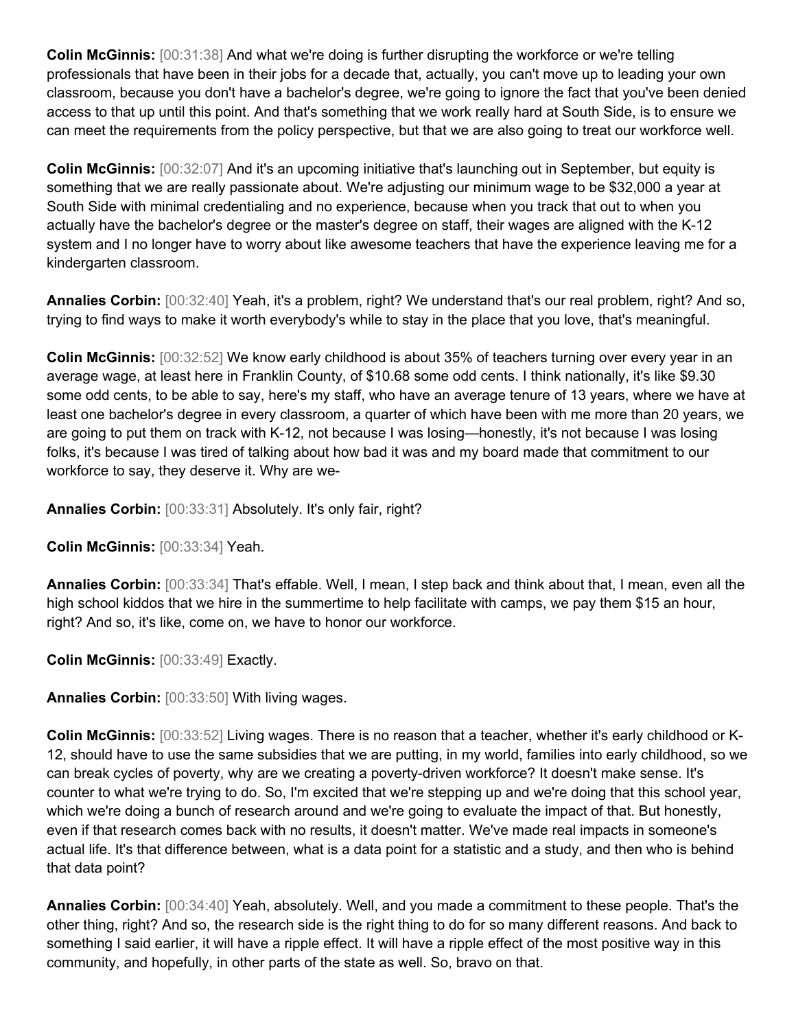**Colin McGinnis:** [00:31:38] And what we're doing is further disrupting the workforce or we're telling professionals that have been in their jobs for a decade that, actually, you can't move up to leading your own classroom, because you don't have a bachelor's degree, we're going to ignore the fact that you've been denied access to that up until this point. And that's something that we work really hard at South Side, is to ensure we can meet the requirements from the policy perspective, but that we are also going to treat our workforce well.

**Colin McGinnis:** [00:32:07] And it's an upcoming initiative that's launching out in September, but equity is something that we are really passionate about. We're adjusting our minimum wage to be $32,000 a year at South Side with minimal credentialing and no experience, because when you track that out to when you actually have the bachelor's degree or the master's degree on staff, their wages are aligned with the K-12 system and I no longer have to worry about like awesome teachers that have the experience leaving me for a kindergarten classroom.

**Annalies Corbin:** [00:32:40] Yeah, it's a problem, right? We understand that's our real problem, right? And so, trying to find ways to make it worth everybody's while to stay in the place that you love, that's meaningful.

**Colin McGinnis:** [00:32:52] We know early childhood is about 35% of teachers turning over every year in an average wage, at least here in Franklin County, of $10.68 some odd cents. I think nationally, it's like $9.30 some odd cents, to be able to say, here's my staff, who have an average tenure of 13 years, where we have at least one bachelor's degree in every classroom, a quarter of which have been with me more than 20 years, we are going to put them on track with K-12, not because I was losing—honestly, it's not because I was losing folks, it's because I was tired of talking about how bad it was and my board made that commitment to our workforce to say, they deserve it. Why are we-

**Annalies Corbin:** [00:33:31] Absolutely. It's only fair, right?

**Colin McGinnis:** [00:33:34] Yeah.

**Annalies Corbin:** [00:33:34] That's effable. Well, I mean, I step back and think about that, I mean, even all the high school kiddos that we hire in the summertime to help facilitate with camps, we pay them $15 an hour, right? And so, it's like, come on, we have to honor our workforce.

**Colin McGinnis:** [00:33:49] Exactly.

**Annalies Corbin:** [00:33:50] With living wages.

**Colin McGinnis:** [00:33:52] Living wages. There is no reason that a teacher, whether it's early childhood or K-12, should have to use the same subsidies that we are putting, in my world, families into early childhood, so we can break cycles of poverty, why are we creating a poverty-driven workforce? It doesn't make sense. It's counter to what we're trying to do. So, I'm excited that we're stepping up and we're doing that this school year, which we're doing a bunch of research around and we're going to evaluate the impact of that. But honestly, even if that research comes back with no results, it doesn't matter. We've made real impacts in someone's actual life. It's that difference between, what is a data point for a statistic and a study, and then who is behind that data point?

**Annalies Corbin:** [00:34:40] Yeah, absolutely. Well, and you made a commitment to these people. That's the other thing, right? And so, the research side is the right thing to do for so many different reasons. And back to something I said earlier, it will have a ripple effect. It will have a ripple effect of the most positive way in this community, and hopefully, in other parts of the state as well. So, bravo on that.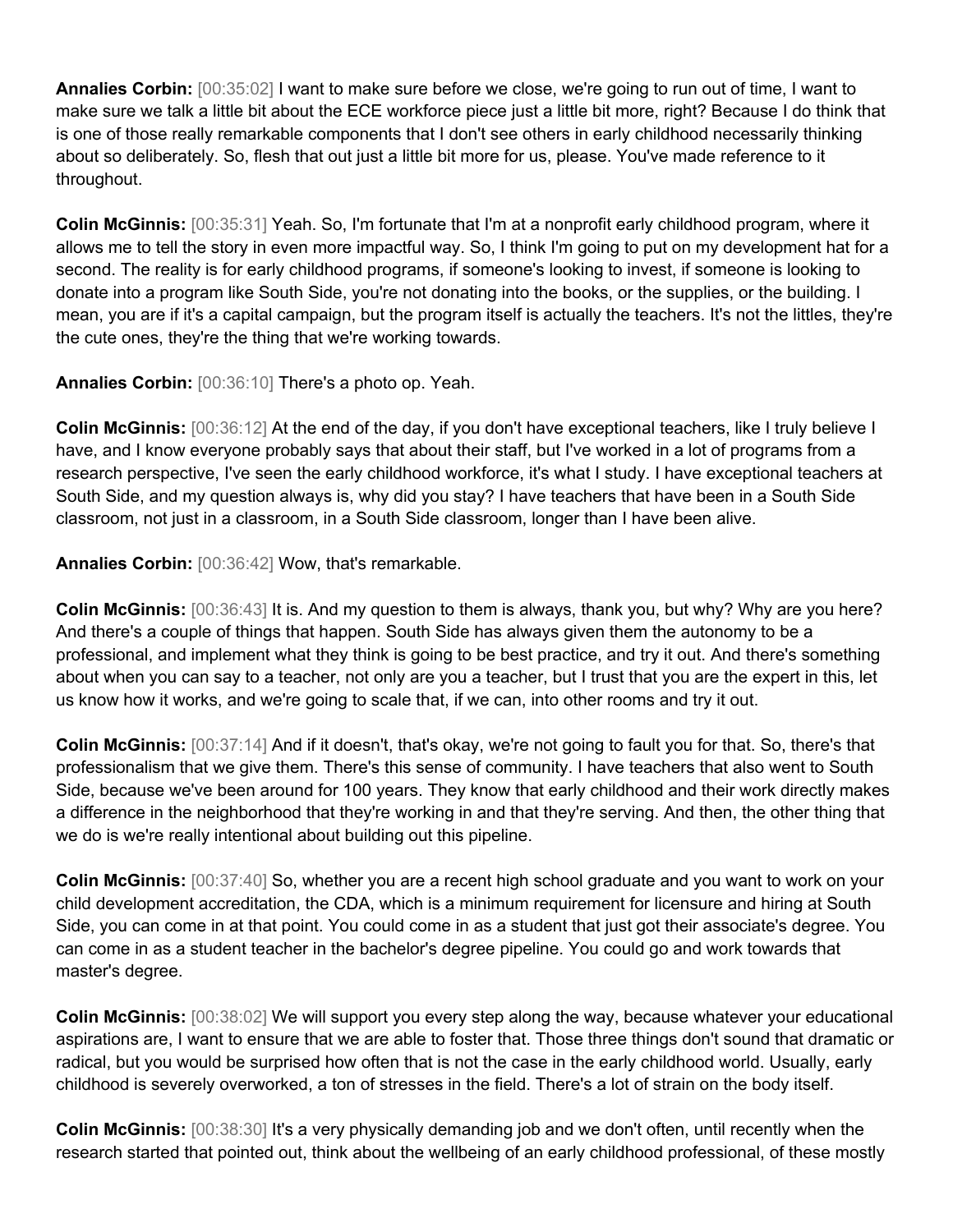**Annalies Corbin:** [00:35:02] I want to make sure before we close, we're going to run out of time, I want to make sure we talk a little bit about the ECE workforce piece just a little bit more, right? Because I do think that is one of those really remarkable components that I don't see others in early childhood necessarily thinking about so deliberately. So, flesh that out just a little bit more for us, please. You've made reference to it throughout.

**Colin McGinnis:** [00:35:31] Yeah. So, I'm fortunate that I'm at a nonprofit early childhood program, where it allows me to tell the story in even more impactful way. So, I think I'm going to put on my development hat for a second. The reality is for early childhood programs, if someone's looking to invest, if someone is looking to donate into a program like South Side, you're not donating into the books, or the supplies, or the building. I mean, you are if it's a capital campaign, but the program itself is actually the teachers. It's not the littles, they're the cute ones, they're the thing that we're working towards.

**Annalies Corbin:** [00:36:10] There's a photo op. Yeah.

**Colin McGinnis:** [00:36:12] At the end of the day, if you don't have exceptional teachers, like I truly believe I have, and I know everyone probably says that about their staff, but I've worked in a lot of programs from a research perspective, I've seen the early childhood workforce, it's what I study. I have exceptional teachers at South Side, and my question always is, why did you stay? I have teachers that have been in a South Side classroom, not just in a classroom, in a South Side classroom, longer than I have been alive.

**Annalies Corbin:** [00:36:42] Wow, that's remarkable.

**Colin McGinnis:** [00:36:43] It is. And my question to them is always, thank you, but why? Why are you here? And there's a couple of things that happen. South Side has always given them the autonomy to be a professional, and implement what they think is going to be best practice, and try it out. And there's something about when you can say to a teacher, not only are you a teacher, but I trust that you are the expert in this, let us know how it works, and we're going to scale that, if we can, into other rooms and try it out.

**Colin McGinnis:** [00:37:14] And if it doesn't, that's okay, we're not going to fault you for that. So, there's that professionalism that we give them. There's this sense of community. I have teachers that also went to South Side, because we've been around for 100 years. They know that early childhood and their work directly makes a difference in the neighborhood that they're working in and that they're serving. And then, the other thing that we do is we're really intentional about building out this pipeline.

**Colin McGinnis:** [00:37:40] So, whether you are a recent high school graduate and you want to work on your child development accreditation, the CDA, which is a minimum requirement for licensure and hiring at South Side, you can come in at that point. You could come in as a student that just got their associate's degree. You can come in as a student teacher in the bachelor's degree pipeline. You could go and work towards that master's degree.

**Colin McGinnis:** [00:38:02] We will support you every step along the way, because whatever your educational aspirations are, I want to ensure that we are able to foster that. Those three things don't sound that dramatic or radical, but you would be surprised how often that is not the case in the early childhood world. Usually, early childhood is severely overworked, a ton of stresses in the field. There's a lot of strain on the body itself.

**Colin McGinnis:** [00:38:30] It's a very physically demanding job and we don't often, until recently when the research started that pointed out, think about the wellbeing of an early childhood professional, of these mostly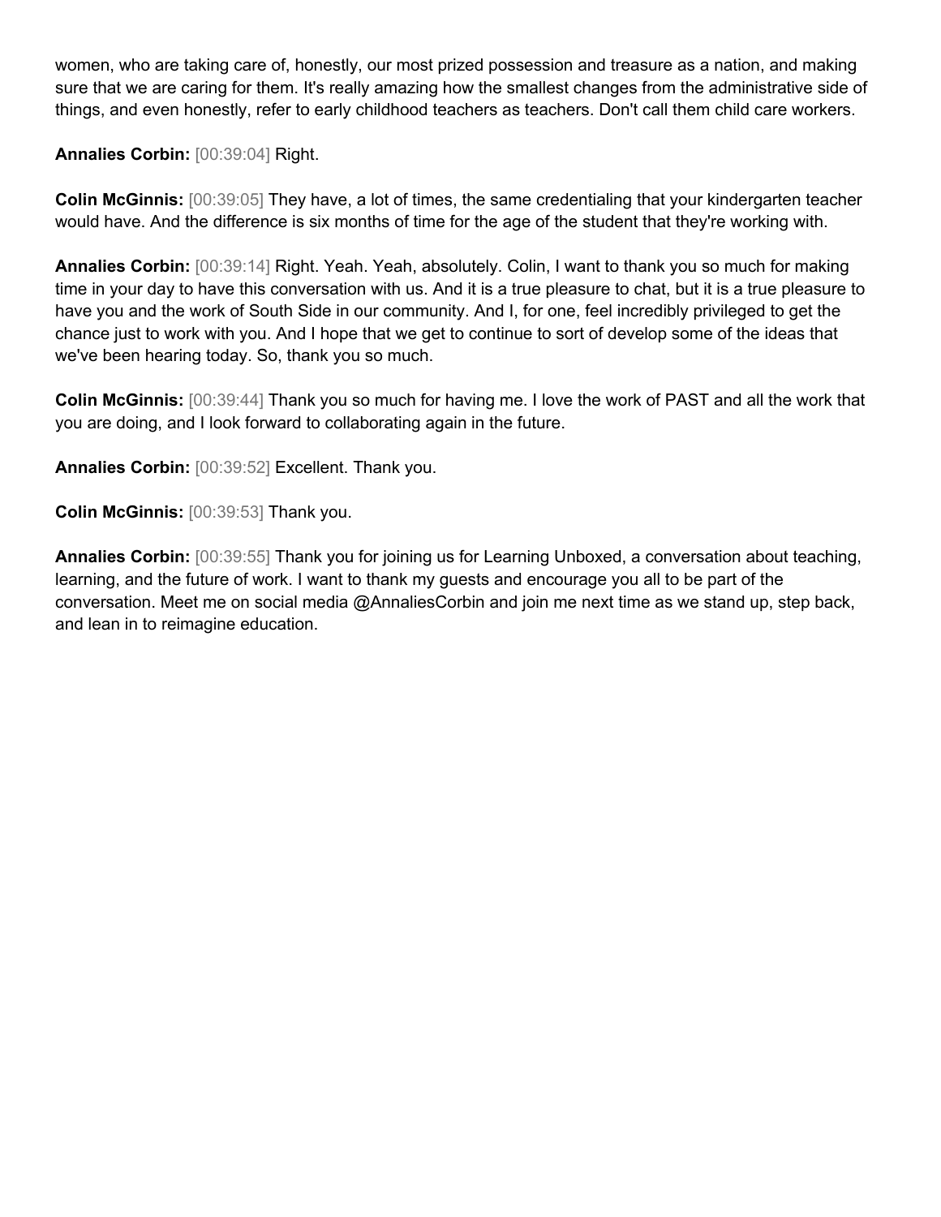women, who are taking care of, honestly, our most prized possession and treasure as a nation, and making sure that we are caring for them. It's really amazing how the smallest changes from the administrative side of things, and even honestly, refer to early childhood teachers as teachers. Don't call them child care workers.

**Annalies Corbin:** [00:39:04] Right.

**Colin McGinnis:** [00:39:05] They have, a lot of times, the same credentialing that your kindergarten teacher would have. And the difference is six months of time for the age of the student that they're working with.

**Annalies Corbin:** [00:39:14] Right. Yeah. Yeah, absolutely. Colin, I want to thank you so much for making time in your day to have this conversation with us. And it is a true pleasure to chat, but it is a true pleasure to have you and the work of South Side in our community. And I, for one, feel incredibly privileged to get the chance just to work with you. And I hope that we get to continue to sort of develop some of the ideas that we've been hearing today. So, thank you so much.

**Colin McGinnis:** [00:39:44] Thank you so much for having me. I love the work of PAST and all the work that you are doing, and I look forward to collaborating again in the future.

**Annalies Corbin:** [00:39:52] Excellent. Thank you.

**Colin McGinnis:** [00:39:53] Thank you.

**Annalies Corbin:** [00:39:55] Thank you for joining us for Learning Unboxed, a conversation about teaching, learning, and the future of work. I want to thank my guests and encourage you all to be part of the conversation. Meet me on social media @AnnaliesCorbin and join me next time as we stand up, step back, and lean in to reimagine education.